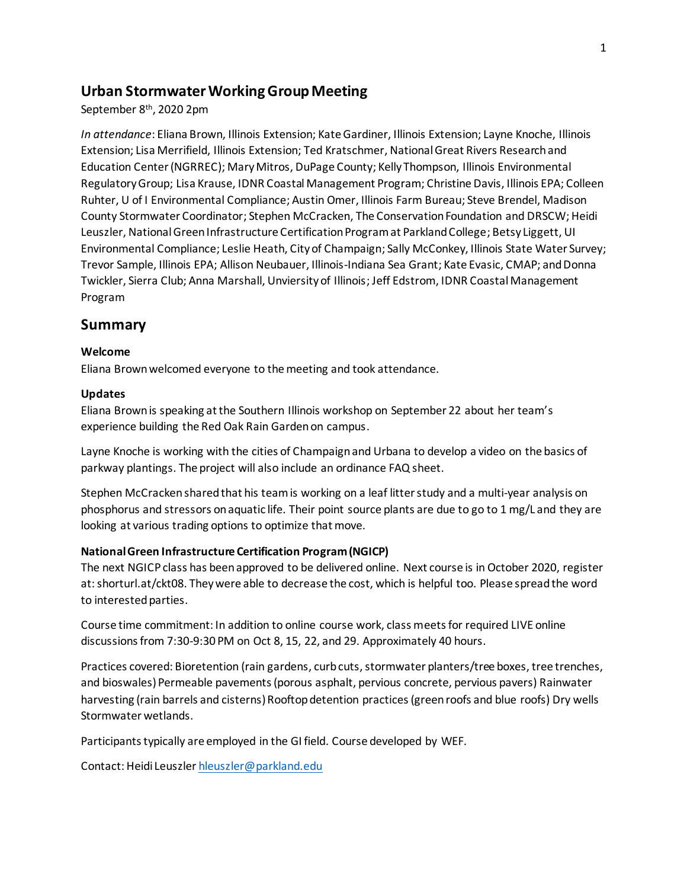## Urban Stormwater Working Group Meeting

September 8th, 2020 2pm

*In attendance*: Eliana Brown, Illinois Extension; Kate Gardiner, Illinois Extension; Layne Knoche, Illinois Extension; Lisa Merrifield, Illinois Extension; Ted Kratschmer, National Great Rivers Research and Education Center (NGRREC); Mary Mitros, DuPage County; Kelly Thompson, Illinois Environmental Regulatory Group; Lisa Krause, IDNR Coastal Management Program; Christine Davis, Illinois EPA; Colleen Ruhter, U of I Environmental Compliance; Austin Omer, Illinois Farm Bureau; Steve Brendel, Madison County Stormwater Coordinator; Stephen McCracken, The Conservation Foundation and DRSCW; Heidi Leuszler, National Green Infrastructure Certification Program at Parkland College; Betsy Liggett, UI Environmental Compliance; Leslie Heath, City of Champaign; Sally McConkey, Illinois State Water Survey; Trevor Sample, Illinois EPA; Allison Neubauer, Illinois-Indiana Sea Grant; Kate Evasic, CMAP; and Donna Twickler, Sierra Club; Anna Marshall, Unviersity of Illinois; Jeff Edstrom, IDNR Coastal Management Program

## Summary

**Welcome**

Eliana Brown welcomed everyone to the meeting and took attendance.

**Updates**

Eliana Brown is speaking at the Southern Illinois workshop on September 22 about her team's experience building the Red Oak Rain Garden on campus.

Layne Knoche is working with the cities of Champaign and Urbana to develop a video on the basics of parkway plantings. The project will also include an ordinance FAQ sheet.

Stephen McCracken shared that his team is working on a leaf litter study and a multi-year analysis on phosphorus and stressors on aquatic life. Their point source plants are due to go to 1 mg/L and they are looking at various trading options to optimize that move.

**National Green Infrastructure Certification Program (NGICP)**

The next NGICP class has been approved to be delivered online. Next course is in October 2020, register at: shorturl.at/ckt08. They were able to decrease the cost, which is helpful too. Please spread the word to interested parties.

Course time commitment: In addition to online course work, class meets for required LIVE online discussions from 7:30-9:30 PM on Oct 8, 15, 22, and 29. Approximately 40 hours.

Practices covered: Bioretention (rain gardens, curb cuts, stormwater planters/tree boxes, tree trenches, and bioswales) Permeable pavements (porous asphalt, pervious concrete, pervious pavers) Rainwater harvesting (rain barrels and cisterns) Rooftop detention practices (green roofs and blue roofs) Dry wells Stormwater wetlands.

Participants typically are employed in the GI field. Course developed by WEF.

Contact: Heidi Leuszler hleuszler@parkland.edu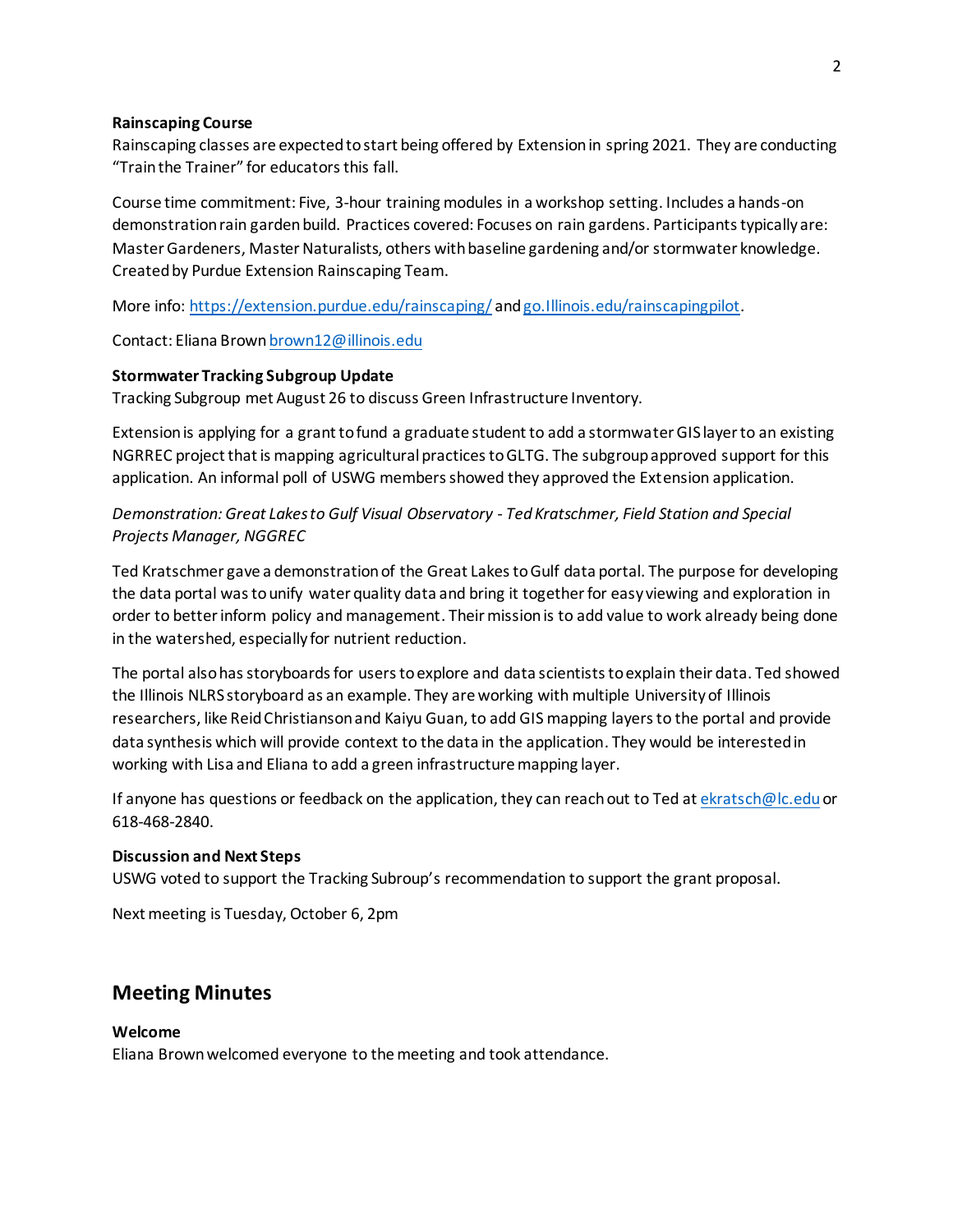**Rainscaping Course**

Rainscaping classes are expected to start being offered by Extension in spring 2021. They are conducting "Train the Trainer" for educators this fall.

Course time commitment: Five, 3-hour training modules in a workshop setting. Includes a hands-on demonstration rain garden build. Practices covered: Focuses on rain gardens. Participants typically are: Master Gardeners, Master Naturalists, others with baseline gardening and/or stormwater knowledge. Created by Purdue Extension Rainscaping Team.

More info: https://extension.purdue.edu/rainscaping/ and go.Illinois.edu/rainscapingpilot.

Contact: Eliana Brown brown12@illinois.edu

**Stormwater Tracking Subgroup Update**

Tracking Subgroup met August 26 to discuss Green Infrastructure Inventory.

Extension is applying for a grant to fund a graduate student to add a stormwater GIS layer to an existing NGRREC project that is mapping agricultural practices to GLTG. The subgroup approved support for this application. An informal poll of USWG members showed they approved the Extension application.

*Demonstration: Great Lakes to Gulf Visual Observatory - Ted Kratschmer, Field Station and Special Projects Manager, NGGREC*

Ted Kratschmer gave a demonstration of the Great Lakes to Gulf data portal. The purpose for developing the data portal was to unify water quality data and bring it together for easy viewing and exploration in order to better inform policy and management. Their mission is to add value to work already being done in the watershed, especially for nutrient reduction.

The portal also has storyboards for users to explore and data scientists to explain their data. Ted showed the Illinois NLRS storyboard as an example. They are working with multiple University of Illinois researchers, like Reid Christianson and Kaiyu Guan, to add GIS mapping layers to the portal and provide data synthesis which will provide context to the data in the application. They would be interested in working with Lisa and Eliana to add a green infrastructure mapping layer.

If anyone has questions or feedback on the application, they can reach out to Ted at ekratsch@lc.edu or 618-468-2840.

**Discussion and Next Steps**

USWG voted to support the Tracking Subroup's recommendation to support the grant proposal.

Next meeting is Tuesday, October 6, 2pm

## Meeting Minutes

**Welcome**

Eliana Brown welcomed everyone to the meeting and took attendance.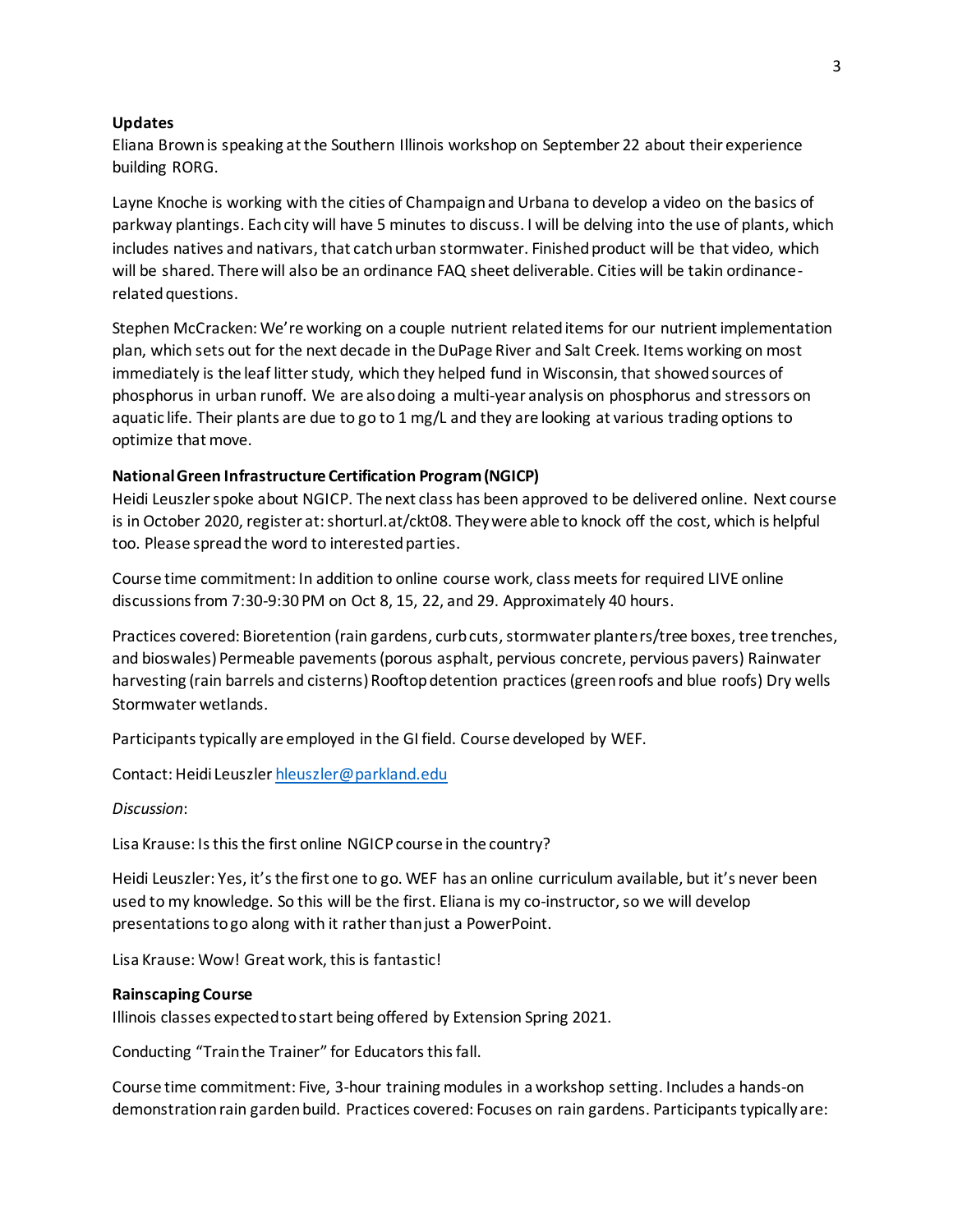**Updates**

Eliana Brown is speaking at the Southern Illinois workshop on September 22 about their experience building RORG.

Layne Knoche is working with the cities of Champaign and Urbana to develop a video on the basics of parkway plantings. Each city will have 5 minutes to discuss. I will be delving into the use of plants, which includes natives and nativars, that catch urban stormwater. Finished product will be that video, which will be shared. There will also be an ordinance FAQ sheet deliverable. Cities will be takin ordinance-related questions.

Stephen McCracken: We're working on a couple nutrient related items for our nutrient implementation plan, which sets out for the next decade in the DuPage River and Salt Creek. Items working on most immediately is the leaf litter study, which they helped fund in Wisconsin, that showed sources of phosphorus in urban runoff. We are also doing a multi-year analysis on phosphorus and stressors on aquatic life. Their plants are due to go to 1 mg/L and they are looking at various trading options to optimize that move.

**National Green Infrastructure Certification Program (NGICP)**

Heidi Leuszler spoke about NGICP. The next class has been approved to be delivered online. Next course is in October 2020, register at: shorturl.at/ckt08. They were able to knock off the cost, which is helpful too. Please spread the word to interested parties.

Course time commitment: In addition to online course work, class meets for required LIVE online discussions from 7:30-9:30 PM on Oct 8, 15, 22, and 29. Approximately 40 hours.

Practices covered: Bioretention (rain gardens, curb cuts, stormwater planters/tree boxes, tree trenches, and bioswales) Permeable pavements (porous asphalt, pervious concrete, pervious pavers) Rainwater harvesting (rain barrels and cisterns) Rooftop detention practices (green roofs and blue roofs) Dry wells Stormwater wetlands.

Participants typically are employed in the GI field. Course developed by WEF.

Contact: Heidi Leuszler hleuszler@parkland.edu

*Discussion*:

Lisa Krause: Is this the first online NGICP course in the country?

Heidi Leuszler: Yes, it's the first one to go. WEF has an online curriculum available, but it's never been used to my knowledge. So this will be the first. Eliana is my co-instructor, so we will develop presentations to go along with it rather than just a PowerPoint.

Lisa Krause: Wow! Great work, this is fantastic!

**Rainscaping Course**

Illinois classes expected to start being offered by Extension Spring 2021.

Conducting "Train the Trainer" for Educators this fall.

Course time commitment: Five, 3-hour training modules in a workshop setting. Includes a hands-on demonstration rain garden build. Practices covered: Focuses on rain gardens. Participants typically are: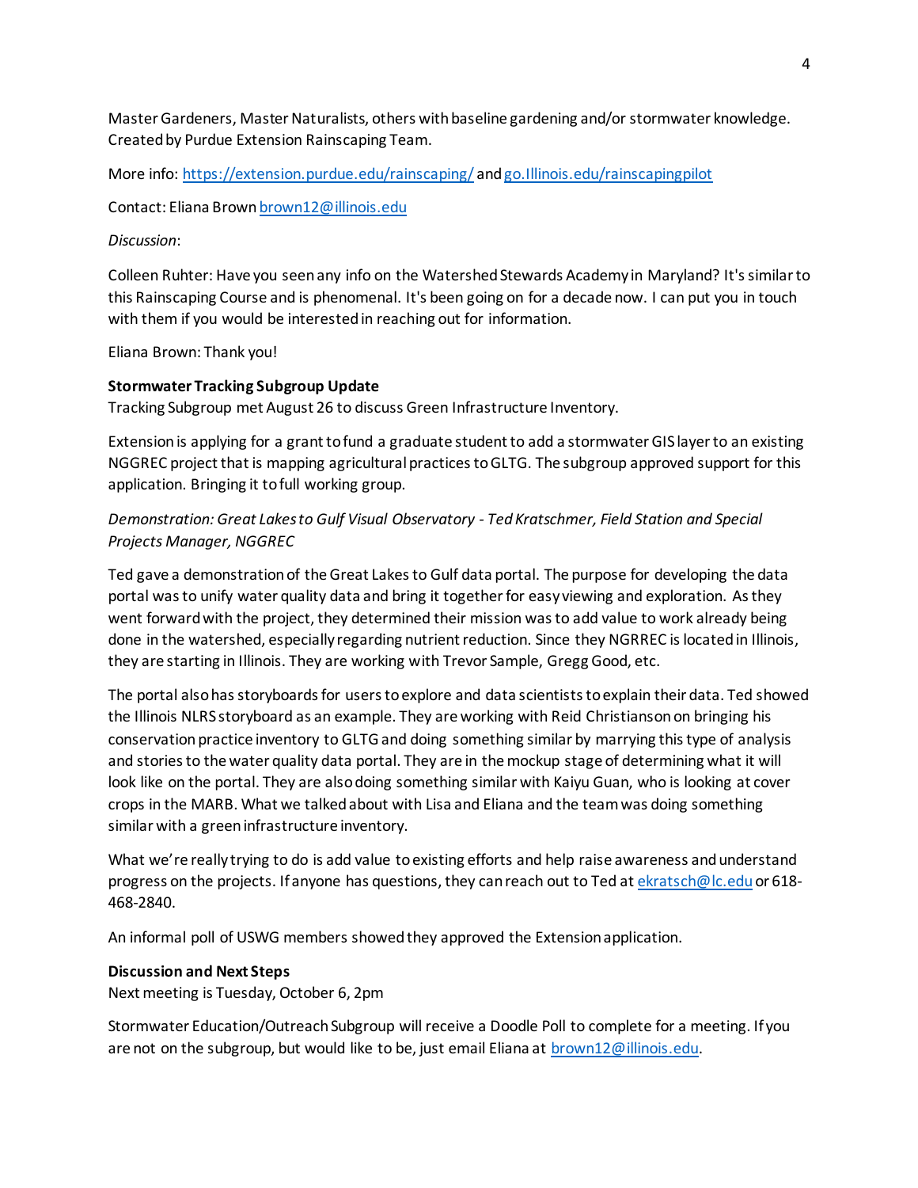Master Gardeners, Master Naturalists, others with baseline gardening and/or stormwater knowledge. Created by Purdue Extension Rainscaping Team.

More info: https://extension.purdue.edu/rainscaping/ and go.Illinois.edu/rainscapingpilot

Contact: Eliana Brown brown12@illinois.edu

*Discussion*:

Colleen Ruhter: Have you seen any info on the Watershed Stewards Academy in Maryland? It's similar to this Rainscaping Course and is phenomenal. It's been going on for a decade now. I can put you in touch with them if you would be interested in reaching out for information.

Eliana Brown: Thank you!

**Stormwater Tracking Subgroup Update**
Tracking Subgroup met August 26 to discuss Green Infrastructure Inventory.

Extension is applying for a grant to fund a graduate student to add a stormwater GIS layer to an existing NGGREC project that is mapping agricultural practices to GLTG. The subgroup approved support for this application. Bringing it to full working group.

*Demonstration: Great Lakes to Gulf Visual Observatory - Ted Kratschmer, Field Station and Special Projects Manager, NGGREC*

Ted gave a demonstration of the Great Lakes to Gulf data portal. The purpose for developing the data portal was to unify water quality data and bring it together for easy viewing and exploration. As they went forward with the project, they determined their mission was to add value to work already being done in the watershed, especially regarding nutrient reduction. Since they NGRREC is located in Illinois, they are starting in Illinois. They are working with Trevor Sample, Gregg Good, etc.

The portal also has storyboards for users to explore and data scientists to explain their data. Ted showed the Illinois NLRS storyboard as an example. They are working with Reid Christianson on bringing his conservation practice inventory to GLTG and doing something similar by marrying this type of analysis and stories to the water quality data portal. They are in the mockup stage of determining what it will look like on the portal. They are also doing something similar with Kaiyu Guan, who is looking at cover crops in the MARB. What we talked about with Lisa and Eliana and the team was doing something similar with a green infrastructure inventory.

What we're really trying to do is add value to existing efforts and help raise awareness and understand progress on the projects. If anyone has questions, they can reach out to Ted at ekratsch@lc.edu or 618-468-2840.

An informal poll of USWG members showed they approved the Extension application.

**Discussion and Next Steps**
Next meeting is Tuesday, October 6, 2pm

Stormwater Education/Outreach Subgroup will receive a Doodle Poll to complete for a meeting. If you are not on the subgroup, but would like to be, just email Eliana at brown12@illinois.edu.